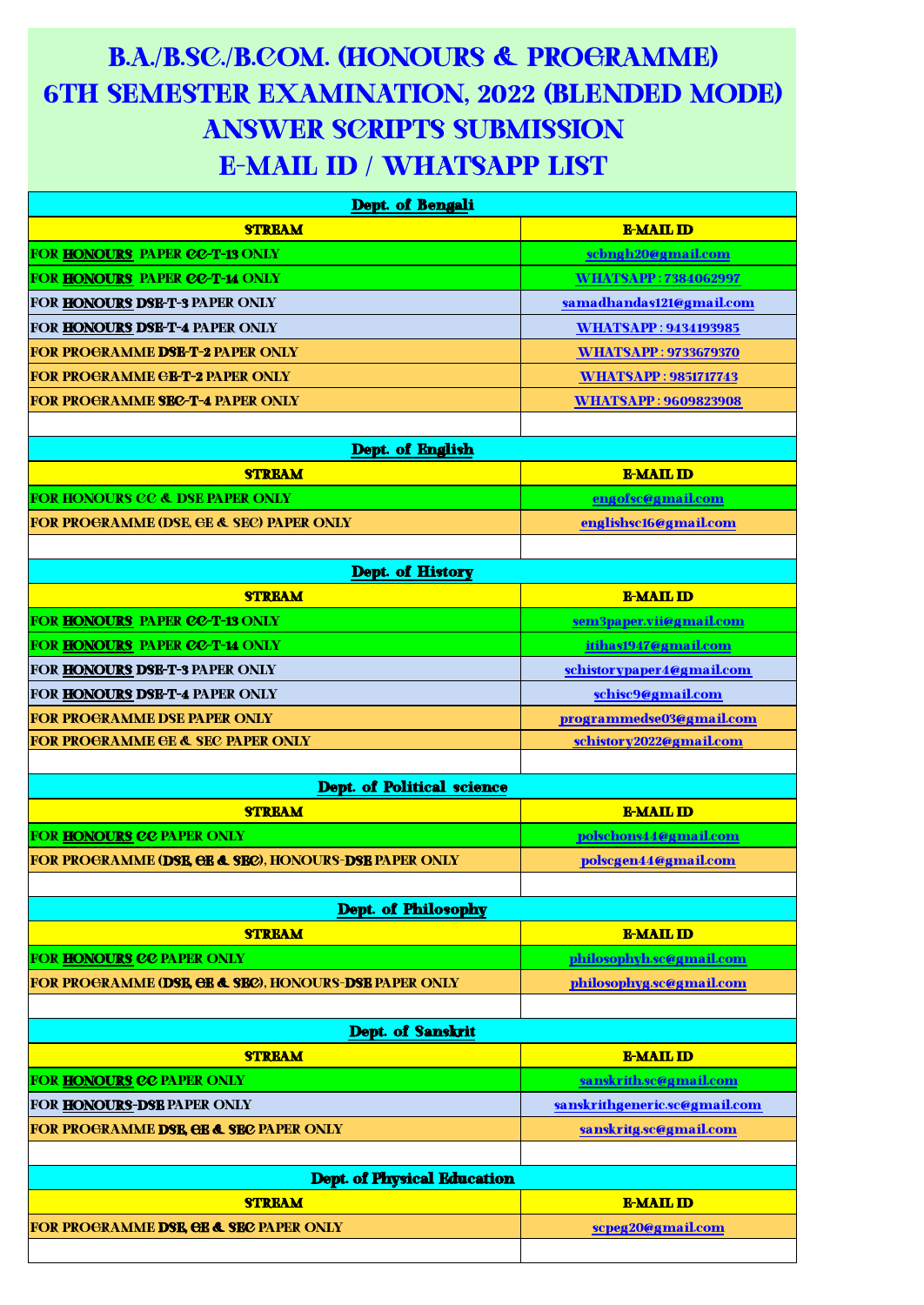# B.A./B.SC./B.COM. (HONOURS & PROGRAMME) 6TH SEMESTER EXAMINATION, 2022 (BLENDED MODE) ANSWER SCRIPTS SUBMISSION E-MAIL ID / WHATSAPP LIST

**Dept. of Bengali**

| STREAM | E-MAIL ID |
|---|---|
| FOR **HONOURS** PAPER CC-T-13 ONLY | scbngh20@gmail.com |
| FOR **HONOURS** PAPER CC-T-14 ONLY | WHATSAPP : 7384062997 |
| FOR **HONOURS** DSE-T-3 PAPER ONLY | samadhandas121@gmail.com |
| FOR **HONOURS** DSE-T-4 PAPER ONLY | WHATSAPP : 9434193985 |
| FOR PROGRAMME DSE-T-2 PAPER ONLY | WHATSAPP : 9733679370 |
| FOR PROGRAMME GE-T-2 PAPER ONLY | WHATSAPP : 9851717743 |
| FOR PROGRAMME SEC-T-4 PAPER ONLY | WHATSAPP : 9609823908 |

**Dept. of English**

| STREAM | E-MAIL ID |
|---|---|
| FOR HONOURS CC & DSE PAPER ONLY | engofsc@gmail.com |
| FOR PROGRAMME (DSE, GE & SEC) PAPER ONLY | englishsc16@gmail.com |

**Dept. of History**

| STREAM | E-MAIL ID |
|---|---|
| FOR **HONOURS** PAPER CC-T-13 ONLY | sem3paper.vii@gmail.com |
| FOR **HONOURS** PAPER CC-T-14 ONLY | itihas1947@gmail.com |
| FOR **HONOURS** DSE-T-3 PAPER ONLY | schistorypaper4@gmail.com |
| FOR **HONOURS** DSE-T-4 PAPER ONLY | schisc9@gmail.com |
| FOR PROGRAMME DSE PAPER ONLY | programmedse03@gmail.com |
| FOR PROGRAMME GE & SEC PAPER ONLY | schistory2022@gmail.com |

**Dept. of Political science**

| STREAM | E-MAIL ID |
|---|---|
| FOR **HONOURS CC** PAPER ONLY | polschons44@gmail.com |
| FOR PROGRAMME (**DSE, GE & SEC**), HONOURS-**DSE** PAPER ONLY | polscgen44@gmail.com |

**Dept. of Philosophy**

| STREAM | E-MAIL ID |
|---|---|
| FOR **HONOURS CC** PAPER ONLY | philosophyh.sc@gmail.com |
| FOR PROGRAMME (**DSE, GE & SEC**), HONOURS-**DSE** PAPER ONLY | philosophyg.sc@gmail.com |

**Dept. of Sanskrit**

| STREAM | E-MAIL ID |
|---|---|
| FOR **HONOURS CC** PAPER ONLY | sanskrith.sc@gmail.com |
| FOR **HONOURS-DSE** PAPER ONLY | sanskrithgeneric.sc@gmail.com |
| FOR PROGRAMME **DSE, GE & SEC** PAPER ONLY | sanskritg.sc@gmail.com |

**Dept. of Physical Education**

| STREAM | E-MAIL ID |
|---|---|
| FOR PROGRAMME **DSE, GE & SEC** PAPER ONLY | scpeg20@gmail.com |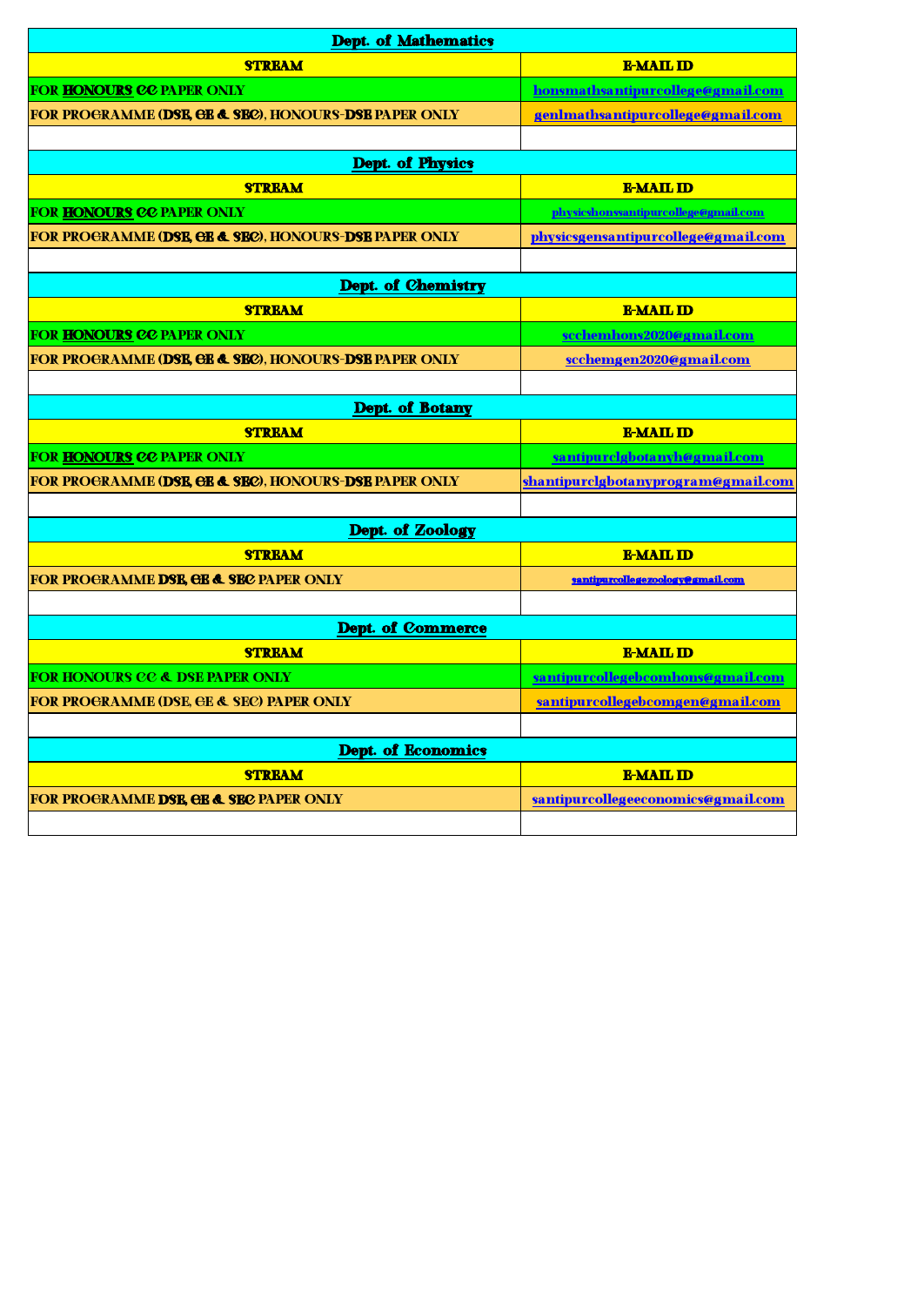| Dept. of Mathematics | |
|---|---|
| **STREAM** | **E-MAIL ID** |
| FOR **HONOURS CC** PAPER ONLY | honsmathsantipurcollege@gmail.com |
| FOR PROGRAMME (DSE, GE & SEC), HONOURS-DSE PAPER ONLY | genlmathsantipurcollege@gmail.com |
| | |
| **Dept. of Physics** | |
| **STREAM** | **E-MAIL ID** |
| FOR **HONOURS CC** PAPER ONLY | physicshonssantipurcollege@gmail.com |
| FOR PROGRAMME (DSE, GE & SEC), HONOURS-DSE PAPER ONLY | physicsgensantipurcollege@gmail.com |
| | |
| **Dept. of Chemistry** | |
| **STREAM** | **E-MAIL ID** |
| FOR **HONOURS CC** PAPER ONLY | scchemhons2020@gmail.com |
| FOR PROGRAMME (DSE, GE & SEC), HONOURS-DSE PAPER ONLY | scchemgen2020@gmail.com |
| | |
| **Dept. of Botany** | |
| **STREAM** | **E-MAIL ID** |
| FOR **HONOURS CC** PAPER ONLY | santipurclgbotanyh@gmail.com |
| FOR PROGRAMME (DSE, GE & SEC), HONOURS-DSE PAPER ONLY | shantipurclgbotanyprogram@gmail.com |
| | |
| **Dept. of Zoology** | |
| **STREAM** | **E-MAIL ID** |
| FOR PROGRAMME DSE, GE & SEC PAPER ONLY | santipurcollegezoology@gmail.com |
| | |
| **Dept. of Commerce** | |
| **STREAM** | **E-MAIL ID** |
| FOR HONOURS CC & DSE PAPER ONLY | santipurcollegebcomhons@gmail.com |
| FOR PROGRAMME (DSE, GE & SEC) PAPER ONLY | santipurcollegebcomgen@gmail.com |
| | |
| **Dept. of Economics** | |
| **STREAM** | **E-MAIL ID** |
| FOR PROGRAMME DSE, GE & SEC PAPER ONLY | santipurcollegeeconomics@gmail.com |